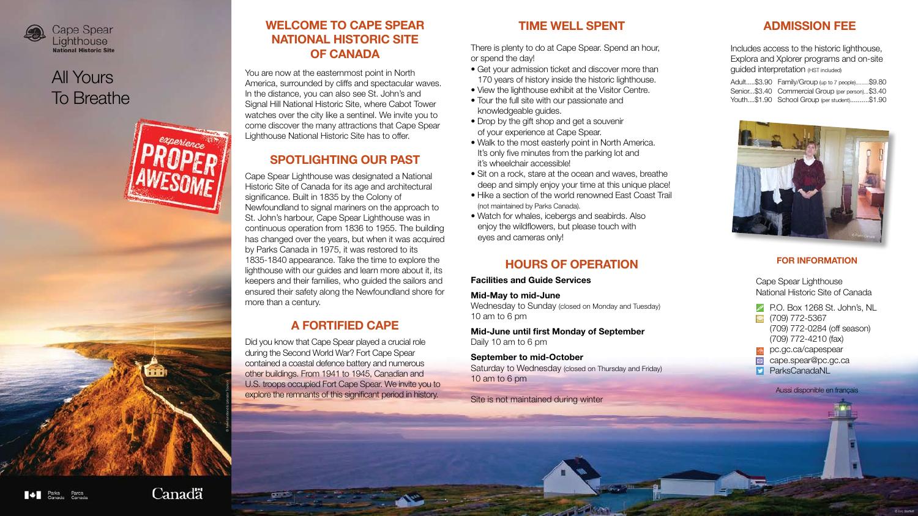Cape Spear Lighthouse
National Historic Site

# All Yours To Breathe

experience PROPER AWESOME

Parks Canada / Parcs Canada

Canada

## WELCOME TO CAPE SPEAR NATIONAL HISTORIC SITE OF CANADA

You are now at the easternmost point in North America, surrounded by cliffs and spectacular waves. In the distance, you can also see St. John's and Signal Hill National Historic Site, where Cabot Tower watches over the city like a sentinel. We invite you to come discover the many attractions that Cape Spear Lighthouse National Historic Site has to offer.

## SPOTLIGHTING OUR PAST

Cape Spear Lighthouse was designated a National Historic Site of Canada for its age and architectural significance. Built in 1835 by the Colony of Newfoundland to signal mariners on the approach to St. John's harbour, Cape Spear Lighthouse was in continuous operation from 1836 to 1955. The building has changed over the years, but when it was acquired by Parks Canada in 1975, it was restored to its 1835-1840 appearance. Take the time to explore the lighthouse with our guides and learn more about it, its keepers and their families, who guided the sailors and ensured their safety along the Newfoundland shore for more than a century.

## A FORTIFIED CAPE

Did you know that Cape Spear played a crucial role during the Second World War? Fort Cape Spear contained a coastal defence battery and numerous other buildings. From 1941 to 1945, Canadian and U.S. troops occupied Fort Cape Spear. We invite you to explore the remnants of this significant period in history.

## TIME WELL SPENT

There is plenty to do at Cape Spear. Spend an hour, or spend the day!

- Get your admission ticket and discover more than 170 years of history inside the historic lighthouse.
- View the lighthouse exhibit at the Visitor Centre.
- Tour the full site with our passionate and knowledgeable guides.
- Drop by the gift shop and get a souvenir of your experience at Cape Spear.
- Walk to the most easterly point in North America. It's only five minutes from the parking lot and it's wheelchair accessible!
- Sit on a rock, stare at the ocean and waves, breathe deep and simply enjoy your time at this unique place!
- Hike a section of the world renowned East Coast Trail (not maintained by Parks Canada).
- Watch for whales, icebergs and seabirds. Also enjoy the wildflowers, but please touch with eyes and cameras only!

## HOURS OF OPERATION

**Facilities and Guide Services**

**Mid-May to mid-June**
Wednesday to Sunday (closed on Monday and Tuesday)
10 am to 6 pm

**Mid-June until first Monday of September**
Daily 10 am to 6 pm

**September to mid-October**
Saturday to Wednesday (closed on Thursday and Friday)
10 am to 6 pm

Site is not maintained during winter

## ADMISSION FEE

Includes access to the historic lighthouse, Explora and Xplorer programs and on-site guided interpretation (HST included)

| | | | |
|---|---|---|---|
| Adult | $3.90 | Family/Group (up to 7 people) | $9.80 |
| Senior | $3.40 | Commercial Group (per person) | $3.40 |
| Youth | $1.90 | School Group (per student) | $1.90 |

© Parks Canada

### FOR INFORMATION

Cape Spear Lighthouse
National Historic Site of Canada

- P.O. Box 1268 St. John's, NL
- (709) 772-5367
  (709) 772-0284 (off season)
  (709) 772-4210 (fax)
- pc.gc.ca/capespear
- cape.spear@pc.gc.ca
- ParksCanadaNL

Aussi disponible en français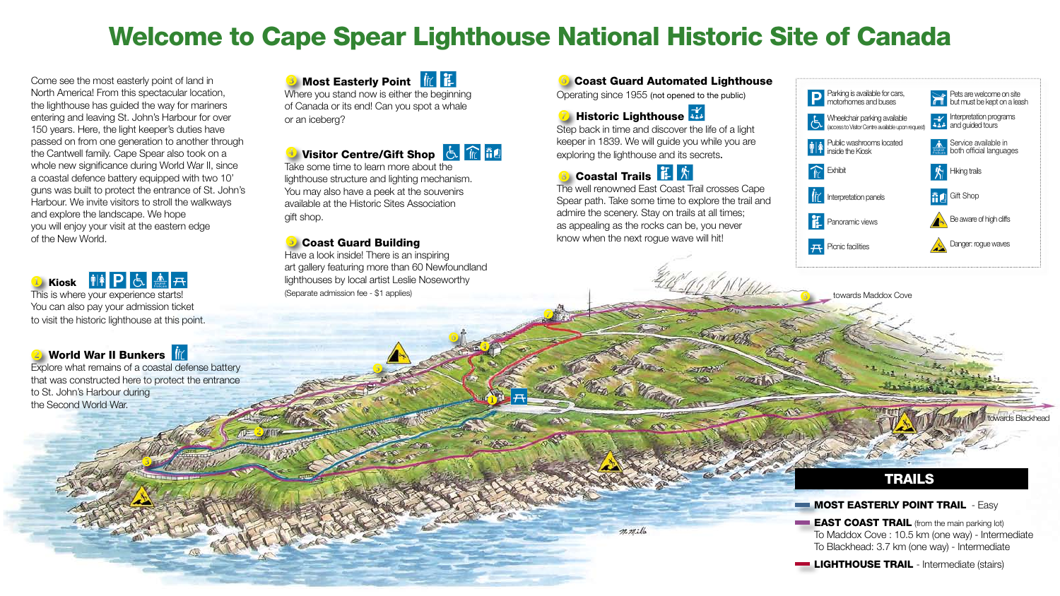# Welcome to Cape Spear Lighthouse National Historic Site of Canada

Come see the most easterly point of land in North America! From this spectacular location, the lighthouse has guided the way for mariners entering and leaving St. John's Harbour for over 150 years. Here, the light keeper's duties have passed on from one generation to another through the Cantwell family. Cape Spear also took on a whole new significance during World War II, since a coastal defence battery equipped with two 10' guns was built to protect the entrance of St. John's Harbour. We invite visitors to stroll the walkways and explore the landscape. We hope you will enjoy your visit at the eastern edge of the New World.

### 1 Kiosk

This is where your experience starts! You can also pay your admission ticket to visit the historic lighthouse at this point.

### 2 World War II Bunkers

Explore what remains of a coastal defense battery that was constructed here to protect the entrance to St. John's Harbour during the Second World War.

### 3 Most Easterly Point

Where you stand now is either the beginning of Canada or its end! Can you spot a whale or an iceberg?

### 4 Visitor Centre/Gift Shop

Take some time to learn more about the lighthouse structure and lighting mechanism. You may also have a peek at the souvenirs available at the Historic Sites Association gift shop.

### 5 Coast Guard Building

Have a look inside! There is an inspiring art gallery featuring more than 60 Newfoundland lighthouses by local artist Leslie Noseworthy (Separate admission fee - $1 applies)

### 6 Coast Guard Automated Lighthouse

Operating since 1955 (not opened to the public)

### 7 Historic Lighthouse

Step back in time and discover the life of a light keeper in 1839. We will guide you while you are exploring the lighthouse and its secrets.

### 8 Coastal Trails

The well renowned East Coast Trail crosses Cape Spear path. Take some time to explore the trail and admire the scenery. Stay on trails at all times; as appealing as the rocks can be, you never know when the next rogue wave will hit!

- Parking is available for cars, motorhomes and buses
- Wheelchair parking available (access to Visitor Centre available upon request)
- Public washrooms located inside the Kiosk
- Exhibit
- Interpretation panels
- Panoramic views
- Picnic facilities
- Pets are welcome on site but must be kept on a leash
- Interpretation programs and guided tours
- Service available in both official languages
- Hiking trails
- Gift Shop
- Be aware of high cliffs
- Danger: rogue waves

towards Maddox Cove

towards Blackhead

## TRAILS

**MOST EASTERLY POINT TRAIL** - Easy

**EAST COAST TRAIL** (from the main parking lot)
To Maddox Cove : 10.5 km (one way) - Intermediate
To Blackhead: 3.7 km (one way) - Intermediate

**LIGHTHOUSE TRAIL** - Intermediate (stairs)